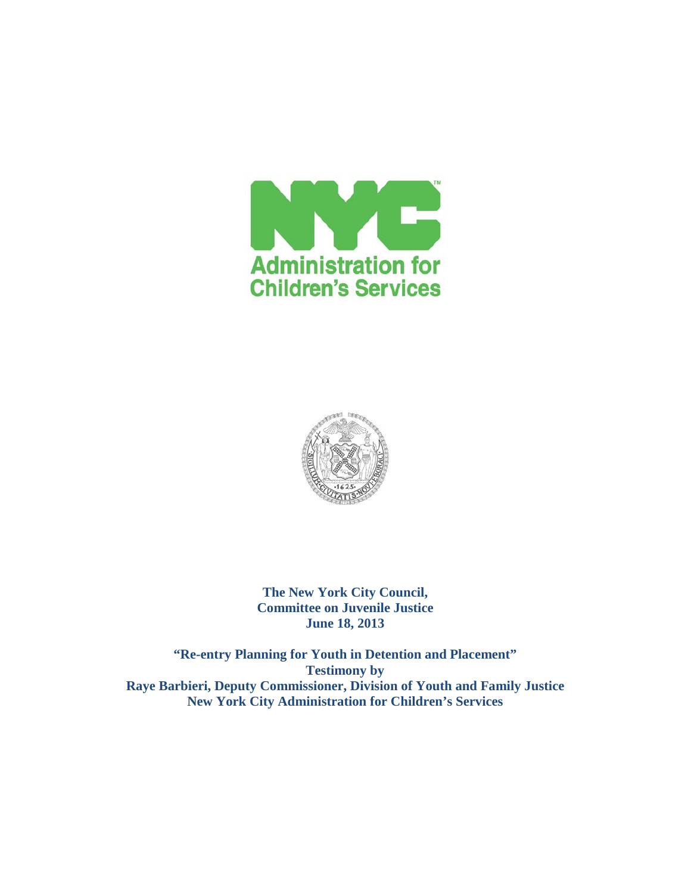**Administration for Children's Services**

**The New York City Council,**
**Committee on Juvenile Justice**
**June 18, 2013**

**"Re-entry Planning for Youth in Detention and Placement"**
**Testimony by**
**Raye Barbieri, Deputy Commissioner, Division of Youth and Family Justice**
**New York City Administration for Children's Services**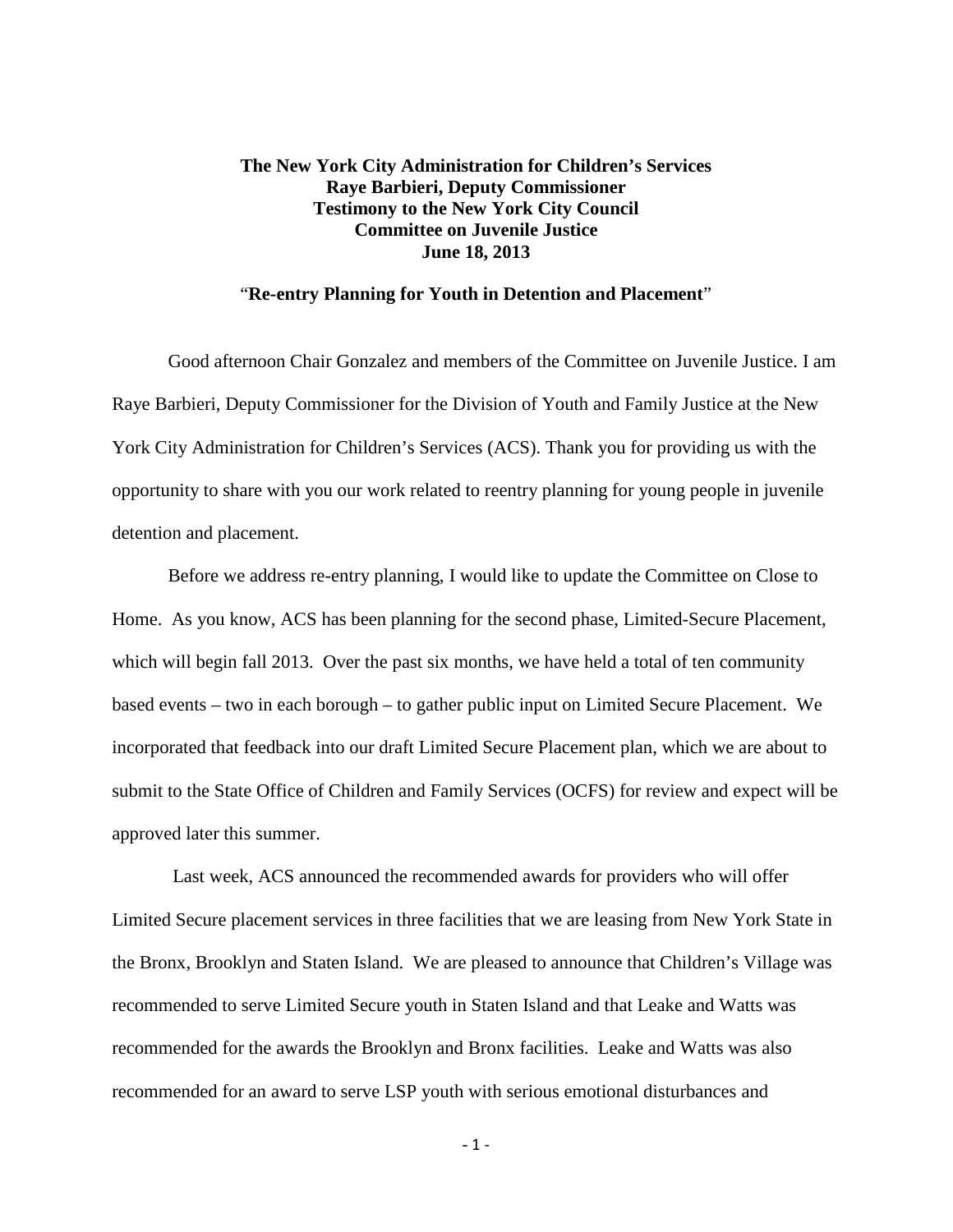**The New York City Administration for Children's Services**
**Raye Barbieri, Deputy Commissioner**
**Testimony to the New York City Council**
**Committee on Juvenile Justice**
**June 18, 2013**

"**Re-entry Planning for Youth in Detention and Placement**"

Good afternoon Chair Gonzalez and members of the Committee on Juvenile Justice. I am Raye Barbieri, Deputy Commissioner for the Division of Youth and Family Justice at the New York City Administration for Children's Services (ACS). Thank you for providing us with the opportunity to share with you our work related to reentry planning for young people in juvenile detention and placement.

Before we address re-entry planning, I would like to update the Committee on Close to Home. As you know, ACS has been planning for the second phase, Limited-Secure Placement, which will begin fall 2013. Over the past six months, we have held a total of ten community based events – two in each borough – to gather public input on Limited Secure Placement. We incorporated that feedback into our draft Limited Secure Placement plan, which we are about to submit to the State Office of Children and Family Services (OCFS) for review and expect will be approved later this summer.

Last week, ACS announced the recommended awards for providers who will offer Limited Secure placement services in three facilities that we are leasing from New York State in the Bronx, Brooklyn and Staten Island. We are pleased to announce that Children's Village was recommended to serve Limited Secure youth in Staten Island and that Leake and Watts was recommended for the awards the Brooklyn and Bronx facilities. Leake and Watts was also recommended for an award to serve LSP youth with serious emotional disturbances and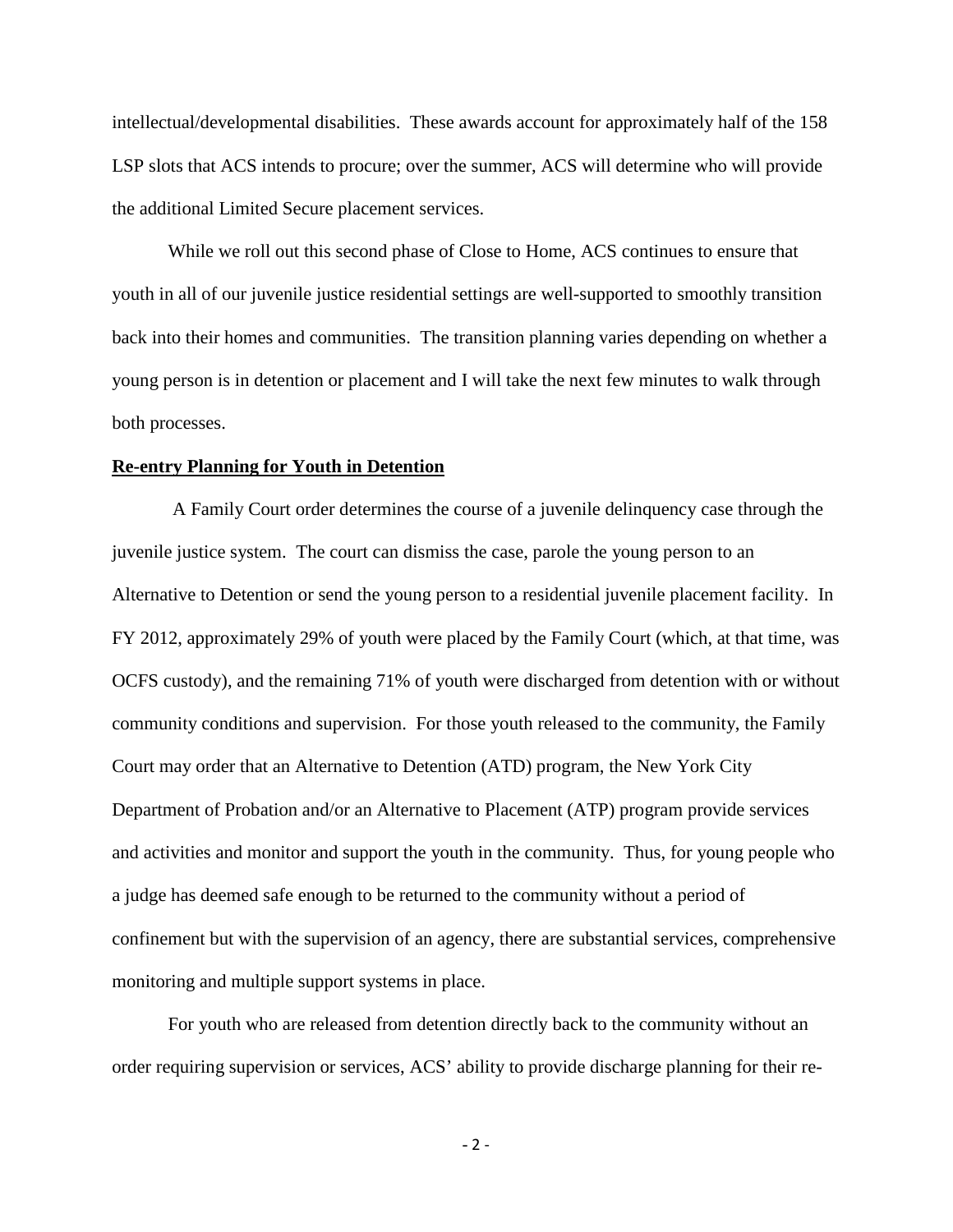intellectual/developmental disabilities. These awards account for approximately half of the 158 LSP slots that ACS intends to procure; over the summer, ACS will determine who will provide the additional Limited Secure placement services.

While we roll out this second phase of Close to Home, ACS continues to ensure that youth in all of our juvenile justice residential settings are well-supported to smoothly transition back into their homes and communities. The transition planning varies depending on whether a young person is in detention or placement and I will take the next few minutes to walk through both processes.

**Re-entry Planning for Youth in Detention**

A Family Court order determines the course of a juvenile delinquency case through the juvenile justice system. The court can dismiss the case, parole the young person to an Alternative to Detention or send the young person to a residential juvenile placement facility. In FY 2012, approximately 29% of youth were placed by the Family Court (which, at that time, was OCFS custody), and the remaining 71% of youth were discharged from detention with or without community conditions and supervision. For those youth released to the community, the Family Court may order that an Alternative to Detention (ATD) program, the New York City Department of Probation and/or an Alternative to Placement (ATP) program provide services and activities and monitor and support the youth in the community. Thus, for young people who a judge has deemed safe enough to be returned to the community without a period of confinement but with the supervision of an agency, there are substantial services, comprehensive monitoring and multiple support systems in place.

For youth who are released from detention directly back to the community without an order requiring supervision or services, ACS' ability to provide discharge planning for their re-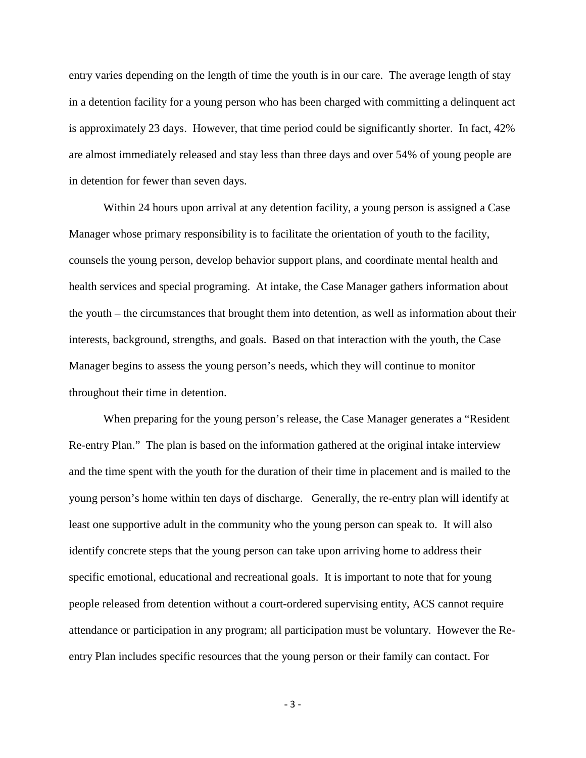entry varies depending on the length of time the youth is in our care. The average length of stay in a detention facility for a young person who has been charged with committing a delinquent act is approximately 23 days. However, that time period could be significantly shorter. In fact, 42% are almost immediately released and stay less than three days and over 54% of young people are in detention for fewer than seven days.

Within 24 hours upon arrival at any detention facility, a young person is assigned a Case Manager whose primary responsibility is to facilitate the orientation of youth to the facility, counsels the young person, develop behavior support plans, and coordinate mental health and health services and special programing. At intake, the Case Manager gathers information about the youth – the circumstances that brought them into detention, as well as information about their interests, background, strengths, and goals. Based on that interaction with the youth, the Case Manager begins to assess the young person's needs, which they will continue to monitor throughout their time in detention.

When preparing for the young person's release, the Case Manager generates a "Resident Re-entry Plan." The plan is based on the information gathered at the original intake interview and the time spent with the youth for the duration of their time in placement and is mailed to the young person's home within ten days of discharge. Generally, the re-entry plan will identify at least one supportive adult in the community who the young person can speak to. It will also identify concrete steps that the young person can take upon arriving home to address their specific emotional, educational and recreational goals. It is important to note that for young people released from detention without a court-ordered supervising entity, ACS cannot require attendance or participation in any program; all participation must be voluntary. However the Re-entry Plan includes specific resources that the young person or their family can contact. For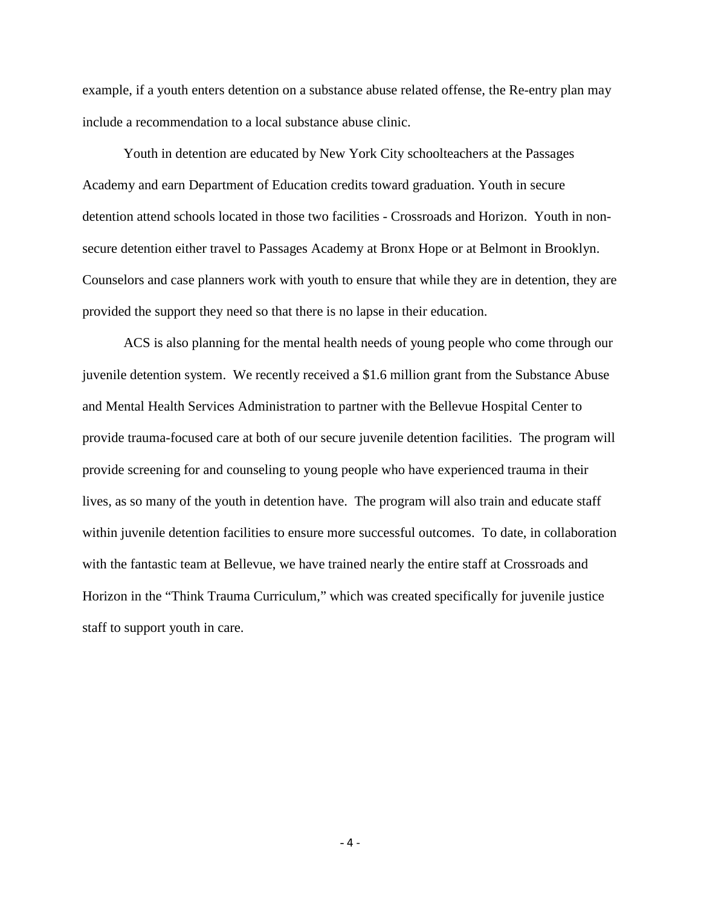example, if a youth enters detention on a substance abuse related offense, the Re-entry plan may include a recommendation to a local substance abuse clinic.

Youth in detention are educated by New York City schoolteachers at the Passages Academy and earn Department of Education credits toward graduation. Youth in secure detention attend schools located in those two facilities - Crossroads and Horizon. Youth in non-secure detention either travel to Passages Academy at Bronx Hope or at Belmont in Brooklyn. Counselors and case planners work with youth to ensure that while they are in detention, they are provided the support they need so that there is no lapse in their education.

ACS is also planning for the mental health needs of young people who come through our juvenile detention system. We recently received a $1.6 million grant from the Substance Abuse and Mental Health Services Administration to partner with the Bellevue Hospital Center to provide trauma-focused care at both of our secure juvenile detention facilities. The program will provide screening for and counseling to young people who have experienced trauma in their lives, as so many of the youth in detention have. The program will also train and educate staff within juvenile detention facilities to ensure more successful outcomes. To date, in collaboration with the fantastic team at Bellevue, we have trained nearly the entire staff at Crossroads and Horizon in the "Think Trauma Curriculum," which was created specifically for juvenile justice staff to support youth in care.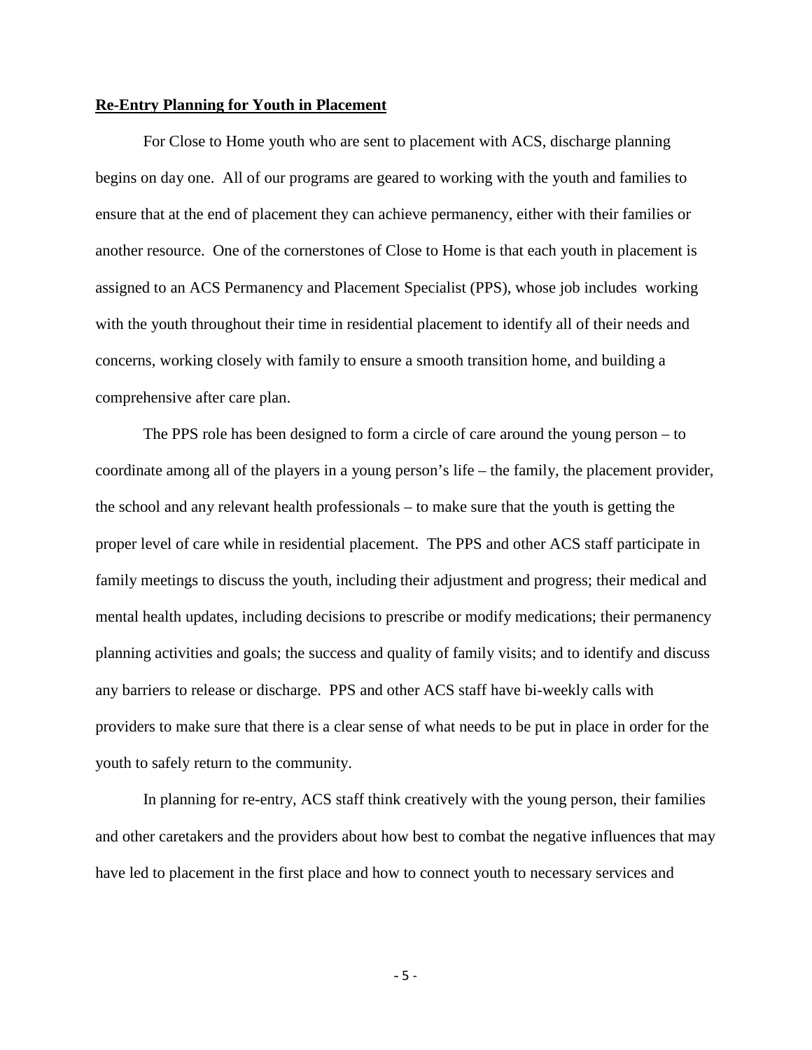**Re-Entry Planning for Youth in Placement**

For Close to Home youth who are sent to placement with ACS, discharge planning begins on day one. All of our programs are geared to working with the youth and families to ensure that at the end of placement they can achieve permanency, either with their families or another resource. One of the cornerstones of Close to Home is that each youth in placement is assigned to an ACS Permanency and Placement Specialist (PPS), whose job includes working with the youth throughout their time in residential placement to identify all of their needs and concerns, working closely with family to ensure a smooth transition home, and building a comprehensive after care plan.

The PPS role has been designed to form a circle of care around the young person – to coordinate among all of the players in a young person's life – the family, the placement provider, the school and any relevant health professionals – to make sure that the youth is getting the proper level of care while in residential placement. The PPS and other ACS staff participate in family meetings to discuss the youth, including their adjustment and progress; their medical and mental health updates, including decisions to prescribe or modify medications; their permanency planning activities and goals; the success and quality of family visits; and to identify and discuss any barriers to release or discharge. PPS and other ACS staff have bi-weekly calls with providers to make sure that there is a clear sense of what needs to be put in place in order for the youth to safely return to the community.

In planning for re-entry, ACS staff think creatively with the young person, their families and other caretakers and the providers about how best to combat the negative influences that may have led to placement in the first place and how to connect youth to necessary services and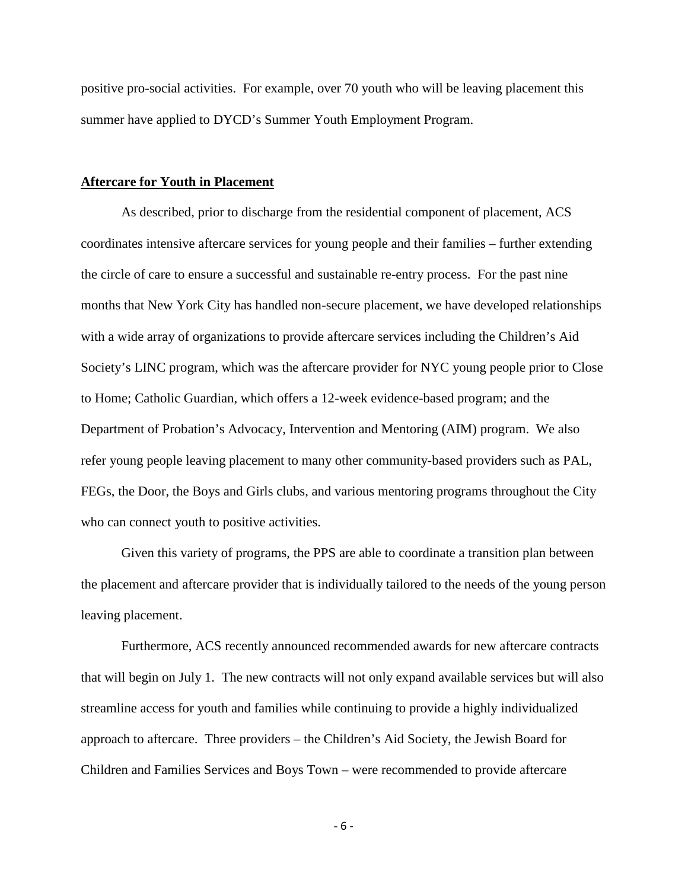positive pro-social activities. For example, over 70 youth who will be leaving placement this summer have applied to DYCD's Summer Youth Employment Program.

**Aftercare for Youth in Placement**

As described, prior to discharge from the residential component of placement, ACS coordinates intensive aftercare services for young people and their families – further extending the circle of care to ensure a successful and sustainable re-entry process. For the past nine months that New York City has handled non-secure placement, we have developed relationships with a wide array of organizations to provide aftercare services including the Children's Aid Society's LINC program, which was the aftercare provider for NYC young people prior to Close to Home; Catholic Guardian, which offers a 12-week evidence-based program; and the Department of Probation's Advocacy, Intervention and Mentoring (AIM) program. We also refer young people leaving placement to many other community-based providers such as PAL, FEGs, the Door, the Boys and Girls clubs, and various mentoring programs throughout the City who can connect youth to positive activities.

Given this variety of programs, the PPS are able to coordinate a transition plan between the placement and aftercare provider that is individually tailored to the needs of the young person leaving placement.

Furthermore, ACS recently announced recommended awards for new aftercare contracts that will begin on July 1. The new contracts will not only expand available services but will also streamline access for youth and families while continuing to provide a highly individualized approach to aftercare. Three providers – the Children's Aid Society, the Jewish Board for Children and Families Services and Boys Town – were recommended to provide aftercare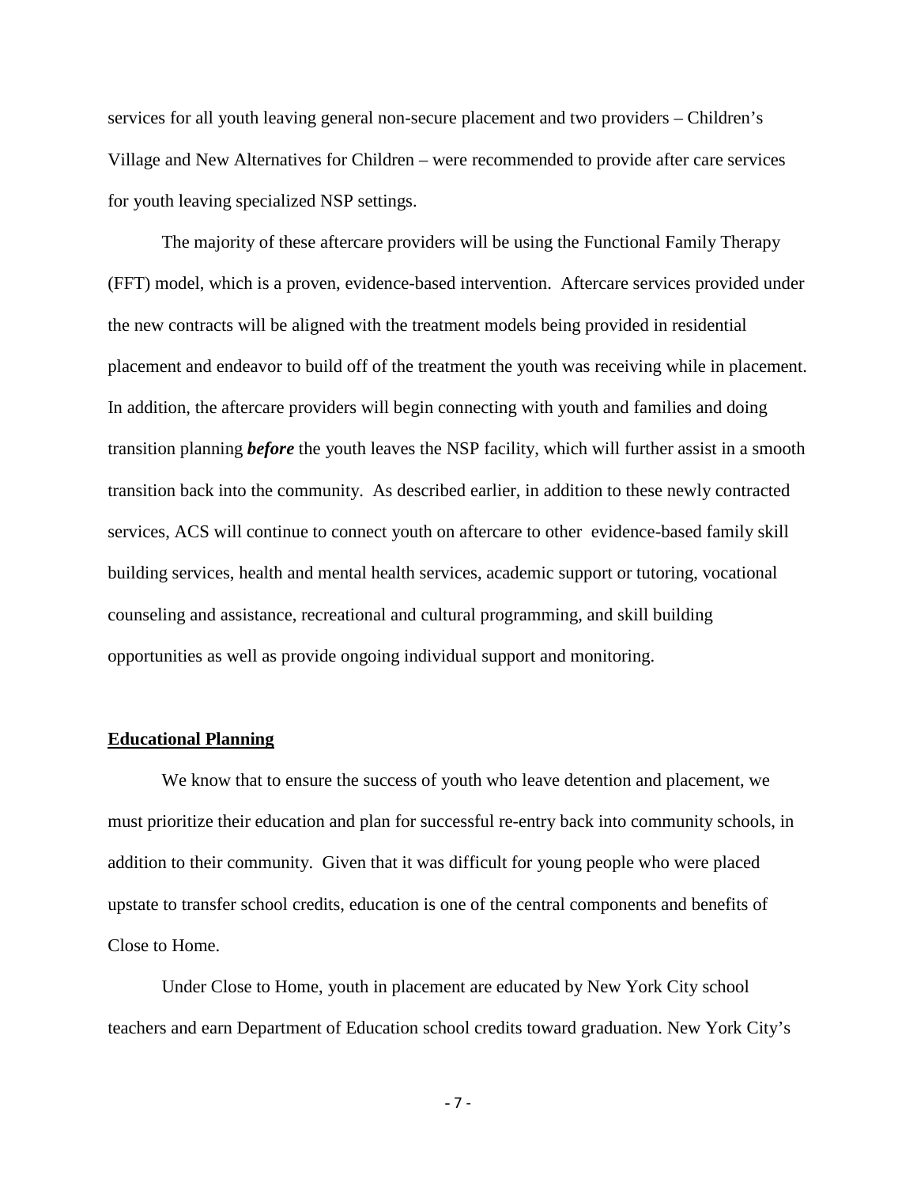services for all youth leaving general non-secure placement and two providers – Children's Village and New Alternatives for Children – were recommended to provide after care services for youth leaving specialized NSP settings.

The majority of these aftercare providers will be using the Functional Family Therapy (FFT) model, which is a proven, evidence-based intervention. Aftercare services provided under the new contracts will be aligned with the treatment models being provided in residential placement and endeavor to build off of the treatment the youth was receiving while in placement. In addition, the aftercare providers will begin connecting with youth and families and doing transition planning ***before*** the youth leaves the NSP facility, which will further assist in a smooth transition back into the community. As described earlier, in addition to these newly contracted services, ACS will continue to connect youth on aftercare to other evidence-based family skill building services, health and mental health services, academic support or tutoring, vocational counseling and assistance, recreational and cultural programming, and skill building opportunities as well as provide ongoing individual support and monitoring.

## Educational Planning

We know that to ensure the success of youth who leave detention and placement, we must prioritize their education and plan for successful re-entry back into community schools, in addition to their community. Given that it was difficult for young people who were placed upstate to transfer school credits, education is one of the central components and benefits of Close to Home.

Under Close to Home, youth in placement are educated by New York City school teachers and earn Department of Education school credits toward graduation. New York City's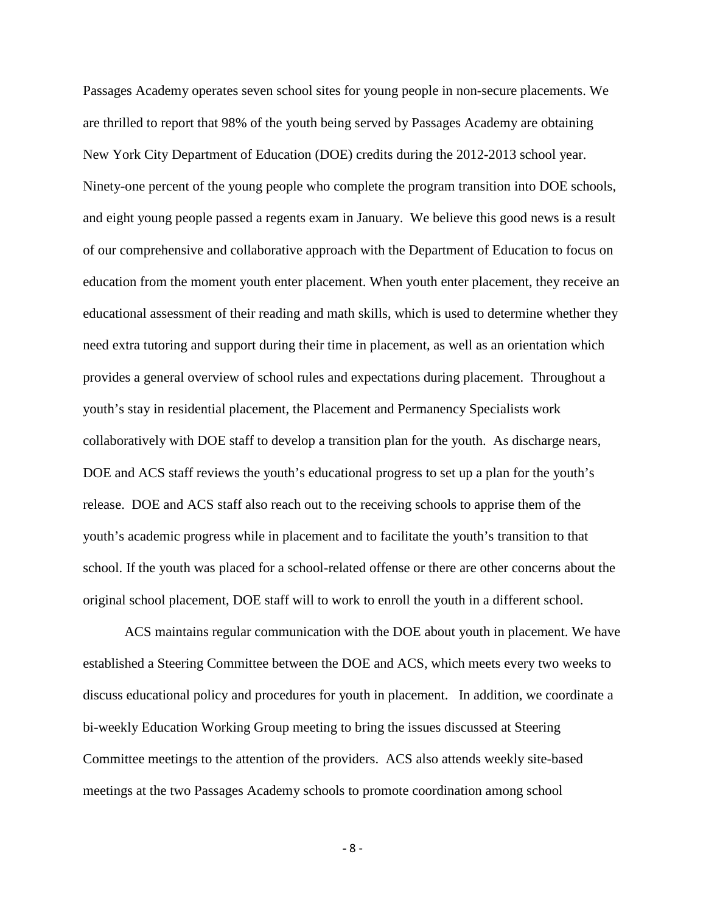Passages Academy operates seven school sites for young people in non-secure placements. We are thrilled to report that 98% of the youth being served by Passages Academy are obtaining New York City Department of Education (DOE) credits during the 2012-2013 school year. Ninety-one percent of the young people who complete the program transition into DOE schools, and eight young people passed a regents exam in January. We believe this good news is a result of our comprehensive and collaborative approach with the Department of Education to focus on education from the moment youth enter placement. When youth enter placement, they receive an educational assessment of their reading and math skills, which is used to determine whether they need extra tutoring and support during their time in placement, as well as an orientation which provides a general overview of school rules and expectations during placement. Throughout a youth's stay in residential placement, the Placement and Permanency Specialists work collaboratively with DOE staff to develop a transition plan for the youth. As discharge nears, DOE and ACS staff reviews the youth's educational progress to set up a plan for the youth's release. DOE and ACS staff also reach out to the receiving schools to apprise them of the youth's academic progress while in placement and to facilitate the youth's transition to that school. If the youth was placed for a school-related offense or there are other concerns about the original school placement, DOE staff will to work to enroll the youth in a different school.

ACS maintains regular communication with the DOE about youth in placement. We have established a Steering Committee between the DOE and ACS, which meets every two weeks to discuss educational policy and procedures for youth in placement. In addition, we coordinate a bi-weekly Education Working Group meeting to bring the issues discussed at Steering Committee meetings to the attention of the providers. ACS also attends weekly site-based meetings at the two Passages Academy schools to promote coordination among school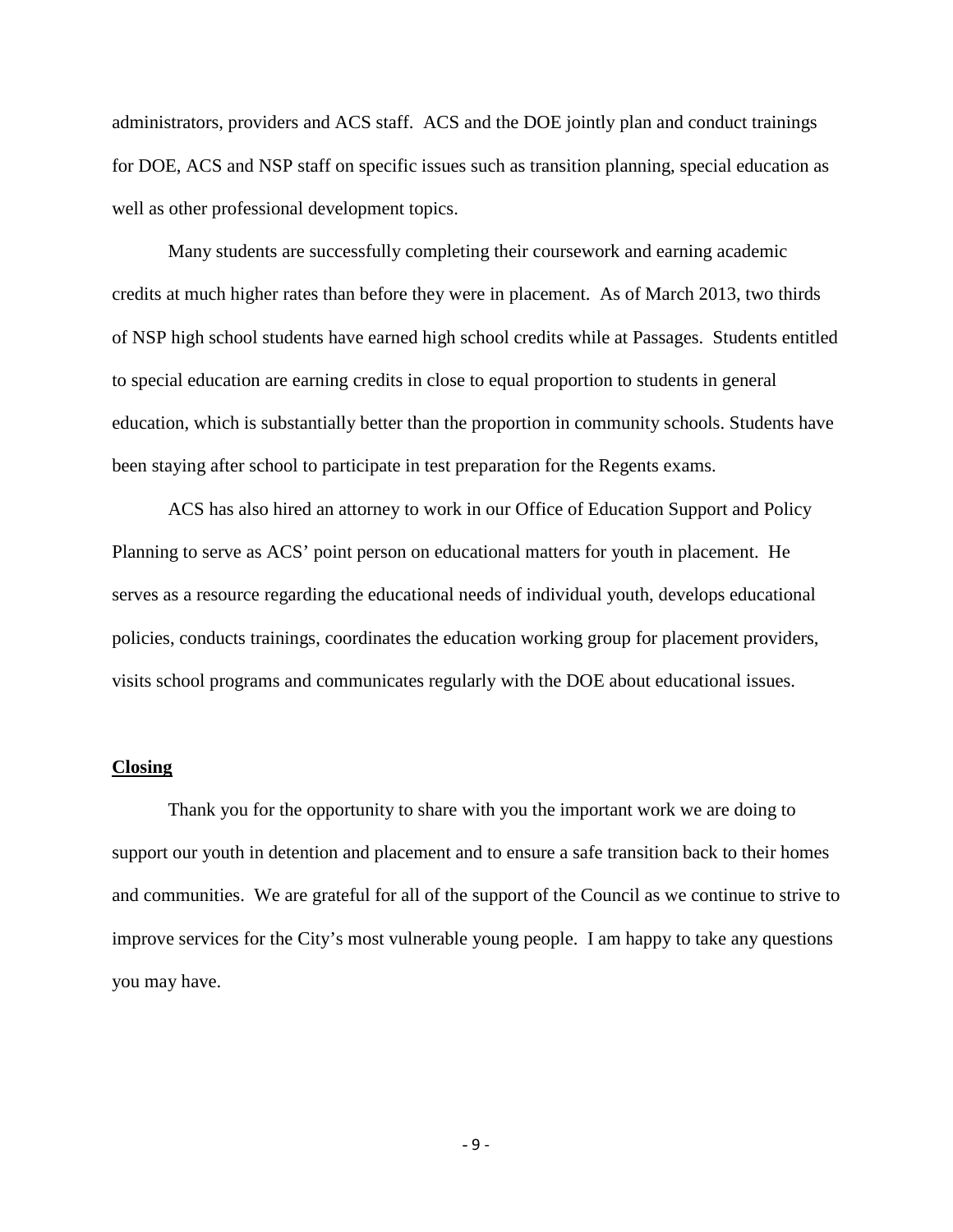administrators, providers and ACS staff. ACS and the DOE jointly plan and conduct trainings for DOE, ACS and NSP staff on specific issues such as transition planning, special education as well as other professional development topics.

Many students are successfully completing their coursework and earning academic credits at much higher rates than before they were in placement. As of March 2013, two thirds of NSP high school students have earned high school credits while at Passages. Students entitled to special education are earning credits in close to equal proportion to students in general education, which is substantially better than the proportion in community schools. Students have been staying after school to participate in test preparation for the Regents exams.

ACS has also hired an attorney to work in our Office of Education Support and Policy Planning to serve as ACS' point person on educational matters for youth in placement. He serves as a resource regarding the educational needs of individual youth, develops educational policies, conducts trainings, coordinates the education working group for placement providers, visits school programs and communicates regularly with the DOE about educational issues.

## Closing

Thank you for the opportunity to share with you the important work we are doing to support our youth in detention and placement and to ensure a safe transition back to their homes and communities. We are grateful for all of the support of the Council as we continue to strive to improve services for the City's most vulnerable young people. I am happy to take any questions you may have.